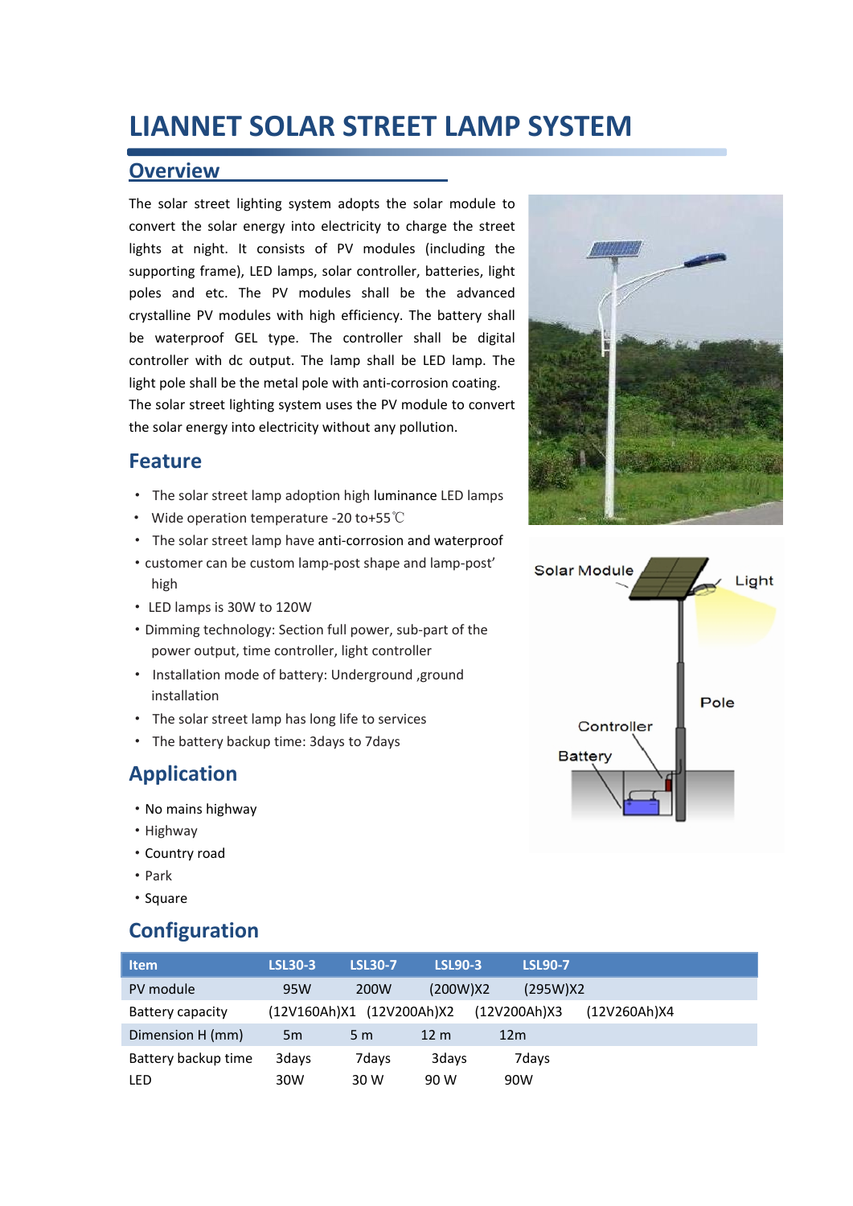# LIANNET SOLAR STREET LAMP SYSTEM

## Overview

The solar street lighting system adopts the solar module to convert the solar energy into electricity to charge the street lights at night. It consists of PV modules (including the supporting frame), LED lamps, solar controller, batteries, light poles and etc. The PV modules shall be the advanced crystalline PV modules with high efficiency. The battery shall be waterproof GEL type. The controller shall be digital controller with dc output. The lamp shall be LED lamp. The light pole shall be the metal pole with anti-corrosion coating.
The solar street lighting system uses the PV module to convert the solar energy into electricity without any pollution.

## Feature

- The solar street lamp adoption high luminance LED lamps
- Wide operation temperature -20 to+55℃
- The solar street lamp have anti-corrosion and waterproof
- customer can be custom lamp-post shape and lamp-post' high
- LED lamps is 30W to 120W
- Dimming technology: Section full power, sub-part of the power output, time controller, light controller
- Installation mode of battery: Underground ,ground installation
- The solar street lamp has long life to services
- The battery backup time: 3days to 7days

## Application

- No mains highway
- Highway
- Country road
- Park
- Square

## Configuration

| Item | LSL30-3 | LSL30-7 | LSL90-3 | LSL90-7 |
|---|---|---|---|---|
| PV module | 95W | 200W | (200W)X2 | (295W)X2 |
| Battery capacity | (12V160Ah)X1 | (12V200Ah)X2 | (12V200Ah)X3 | (12V260Ah)X4 |
| Dimension H (mm) | 5m | 5 m | 12 m | 12m |
| Battery backup time | 3days | 7days | 3days | 7days |
| LED | 30W | 30 W | 90 W | 90W |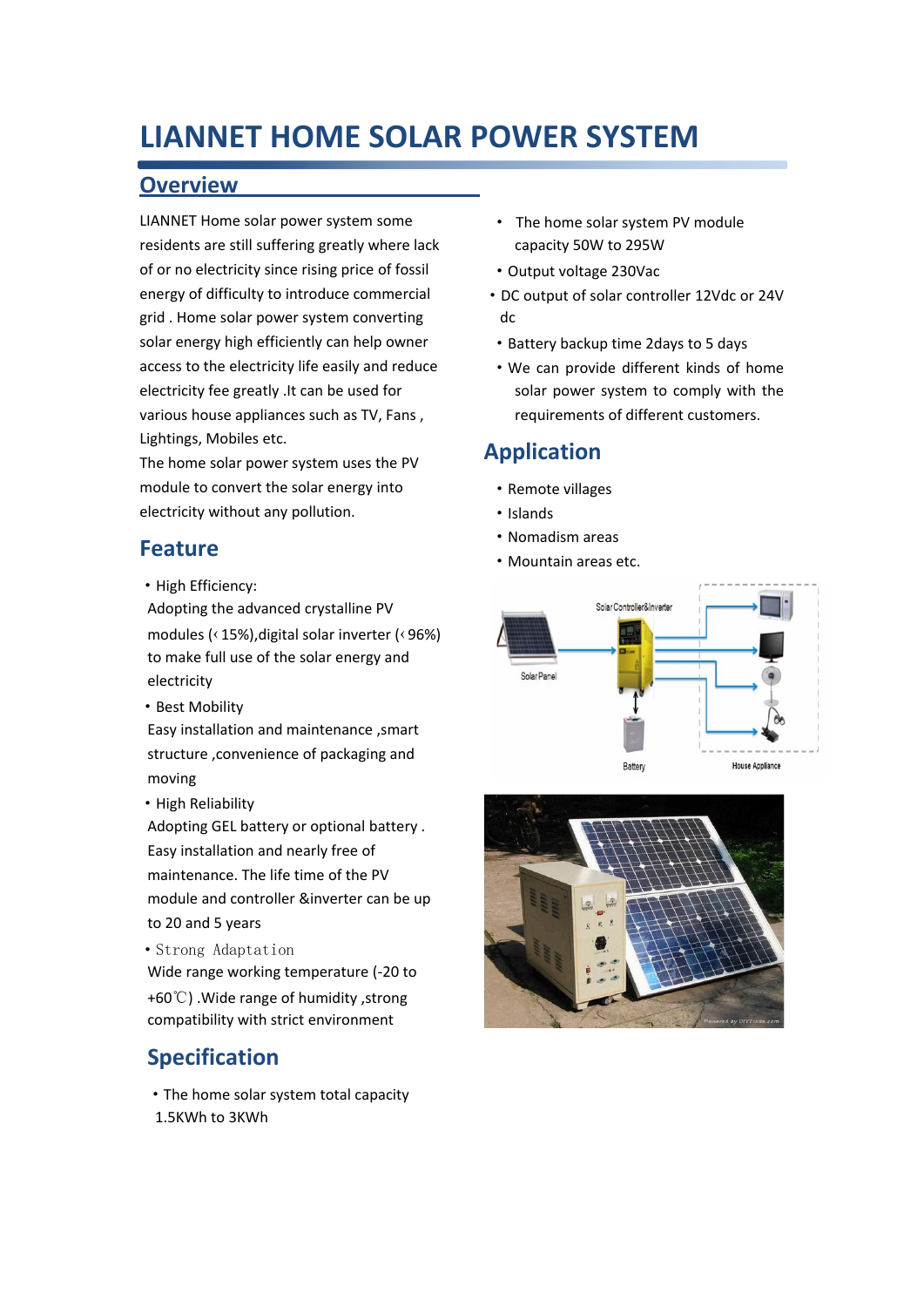# LIANNET HOME SOLAR POWER SYSTEM

## Overview

LIANNET Home solar power system some residents are still suffering greatly where lack of or no electricity since rising price of fossil energy of difficulty to introduce commercial grid . Home solar power system converting solar energy high efficiently can help owner access to the electricity life easily and reduce electricity fee greatly .It can be used for various house appliances such as TV, Fans , Lightings, Mobiles etc.

The home solar power system uses the PV module to convert the solar energy into electricity without any pollution.

## Feature

- High Efficiency:

  Adopting the advanced crystalline PV modules (‹ 15%),digital solar inverter (‹ 96%) to make full use of the solar energy and electricity

- Best Mobility

  Easy installation and maintenance ,smart structure ,convenience of packaging and moving

- High Reliability

  Adopting GEL battery or optional battery . Easy installation and nearly free of maintenance. The life time of the PV module and controller &inverter can be up to 20 and 5 years

- Strong Adaptation

  Wide range working temperature (-20 to +60℃) .Wide range of humidity ,strong compatibility with strict environment

## Specification

- The home solar system total capacity 1.5KWh to 3KWh
- The home solar system PV module capacity 50W to 295W
- Output voltage 230Vac
- DC output of solar controller 12Vdc or 24V dc
- Battery backup time 2days to 5 days
- We can provide different kinds of home solar power system to comply with the requirements of different customers.

## Application

- Remote villages
- Islands
- Nomadism areas
- Mountain areas etc.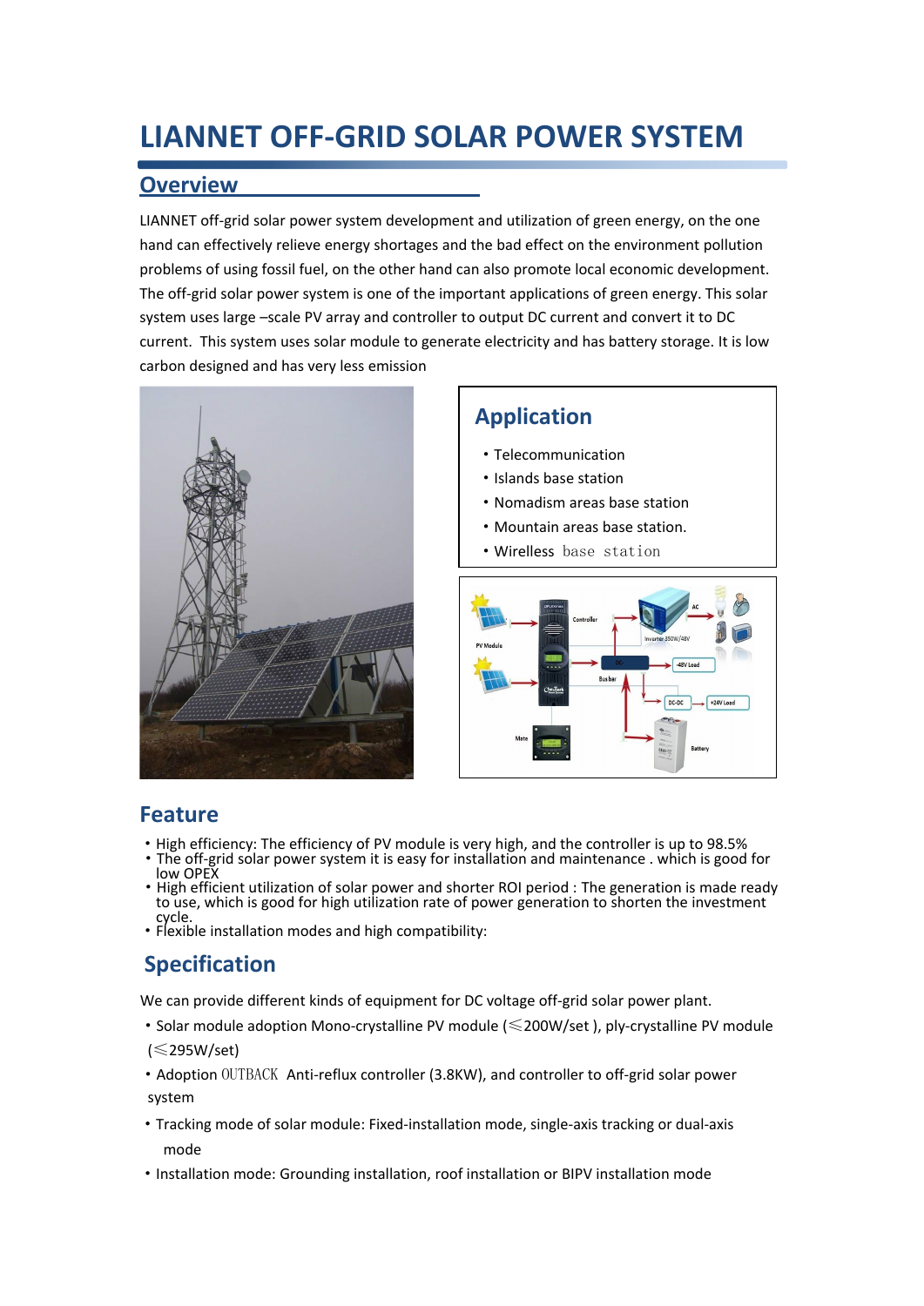# LIANNET OFF-GRID SOLAR POWER SYSTEM

## Overview

LIANNET off-grid solar power system development and utilization of green energy, on the one hand can effectively relieve energy shortages and the bad effect on the environment pollution problems of using fossil fuel, on the other hand can also promote local economic development. The off-grid solar power system is one of the important applications of green energy. This solar system uses large –scale PV array and controller to output DC current and convert it to DC current. This system uses solar module to generate electricity and has battery storage. It is low carbon designed and has very less emission

## Application

- Telecommunication
- Islands base station
- Nomadism areas base station
- Mountain areas base station.
- Wirelless base station

## Feature

- High efficiency: The efficiency of PV module is very high, and the controller is up to 98.5%
- The off-grid solar power system it is easy for installation and maintenance . which is good for low OPEX
- High efficient utilization of solar power and shorter ROI period : The generation is made ready to use, which is good for high utilization rate of power generation to shorten the investment cycle.
- Flexible installation modes and high compatibility:

## Specification

We can provide different kinds of equipment for DC voltage off-grid solar power plant.

- Solar module adoption Mono-crystalline PV module (≤200W/set ), ply-crystalline PV module (≤295W/set)
- Adoption OUTBACK Anti-reflux controller (3.8KW), and controller to off-grid solar power system
- Tracking mode of solar module: Fixed-installation mode, single-axis tracking or dual-axis mode
- Installation mode: Grounding installation, roof installation or BIPV installation mode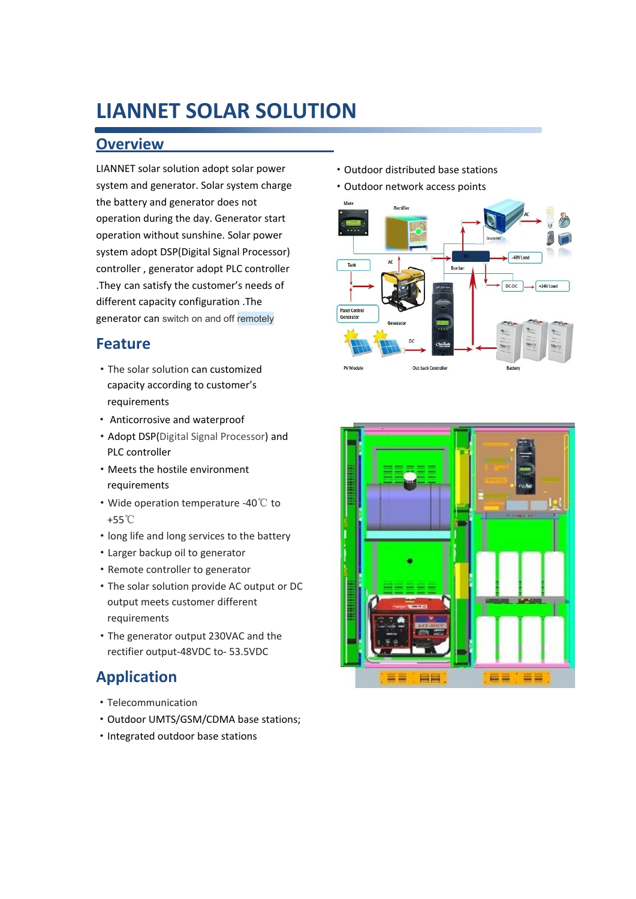# LIANNET SOLAR SOLUTION

## Overview

LIANNET solar solution adopt solar power system and generator. Solar system charge the battery and generator does not operation during the day. Generator start operation without sunshine. Solar power system adopt DSP(Digital Signal Processor) controller , generator adopt PLC controller .They can satisfy the customer's needs of different capacity configuration .The generator can switch on and off remotely

## Feature

- The solar solution can customized capacity according to customer's requirements
- Anticorrosive and waterproof
- Adopt DSP(Digital Signal Processor) and PLC controller
- Meets the hostile environment requirements
- Wide operation temperature -40℃ to +55℃
- long life and long services to the battery
- Larger backup oil to generator
- Remote controller to generator
- The solar solution provide AC output or DC output meets customer different requirements
- The generator output 230VAC and the rectifier output-48VDC to- 53.5VDC

## Application

- Telecommunication
- Outdoor UMTS/GSM/CDMA base stations;
- Integrated outdoor base stations
- Outdoor distributed base stations
- Outdoor network access points

Mate
Rectifier
AC
Inverter
Tank
AC
DC
Bus bar
-48V Load
DC-DC
+24V Load
Panel Control Generator
Generator
DC
PV Module
Out back Controller
Battery